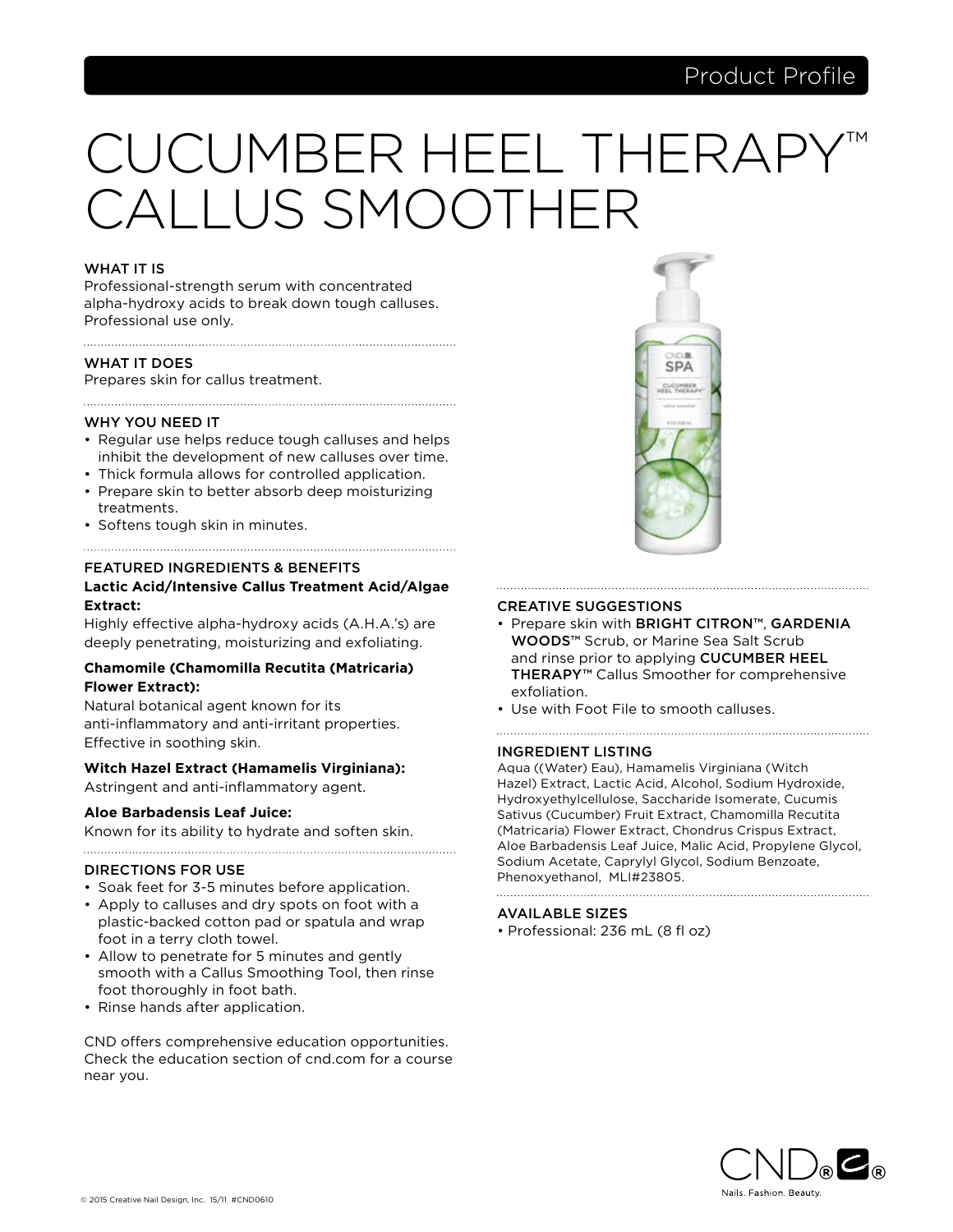Product Profile

# CUCUMBER HEEL THERAPY™ CALLUS SMOOTHER

## WHAT IT IS

Professional-strength serum with concentrated alpha-hydroxy acids to break down tough calluses. Professional use only.

## WHAT IT DOES

Prepares skin for callus treatment.

## WHY YOU NEED IT

- Regular use helps reduce tough calluses and helps inhibit the development of new calluses over time.
- Thick formula allows for controlled application.
- Prepare skin to better absorb deep moisturizing treatments.
- Softens tough skin in minutes.

## FEATURED INGREDIENTS & BENEFITS

**Lactic Acid/Intensive Callus Treatment Acid/Algae Extract:**
Highly effective alpha-hydroxy acids (A.H.A.'s) are deeply penetrating, moisturizing and exfoliating.

**Chamomile (Chamomilla Recutita (Matricaria) Flower Extract):**
Natural botanical agent known for its anti-inflammatory and anti-irritant properties. Effective in soothing skin.

**Witch Hazel Extract (Hamamelis Virginiana):**
Astringent and anti-inflammatory agent.

**Aloe Barbadensis Leaf Juice:**
Known for its ability to hydrate and soften skin.

## DIRECTIONS FOR USE

- Soak feet for 3-5 minutes before application.
- Apply to calluses and dry spots on foot with a plastic-backed cotton pad or spatula and wrap foot in a terry cloth towel.
- Allow to penetrate for 5 minutes and gently smooth with a Callus Smoothing Tool, then rinse foot thoroughly in foot bath.
- Rinse hands after application.

CND offers comprehensive education opportunities. Check the education section of cnd.com for a course near you.

## CREATIVE SUGGESTIONS

- Prepare skin with BRIGHT CITRON™, GARDENIA WOODS™ Scrub, or Marine Sea Salt Scrub and rinse prior to applying CUCUMBER HEEL THERAPY™ Callus Smoother for comprehensive exfoliation.
- Use with Foot File to smooth calluses.

## INGREDIENT LISTING

Aqua ((Water) Eau), Hamamelis Virginiana (Witch Hazel) Extract, Lactic Acid, Alcohol, Sodium Hydroxide, Hydroxyethylcellulose, Saccharide Isomerate, Cucumis Sativus (Cucumber) Fruit Extract, Chamomilla Recutita (Matricaria) Flower Extract, Chondrus Crispus Extract, Aloe Barbadensis Leaf Juice, Malic Acid, Propylene Glycol, Sodium Acetate, Caprylyl Glycol, Sodium Benzoate, Phenoxyethanol, MLI#23805.

## AVAILABLE SIZES

- Professional: 236 mL (8 fl oz)

CND® Nails. Fashion. Beauty.

© 2015 Creative Nail Design, Inc. 15/11 #CND0610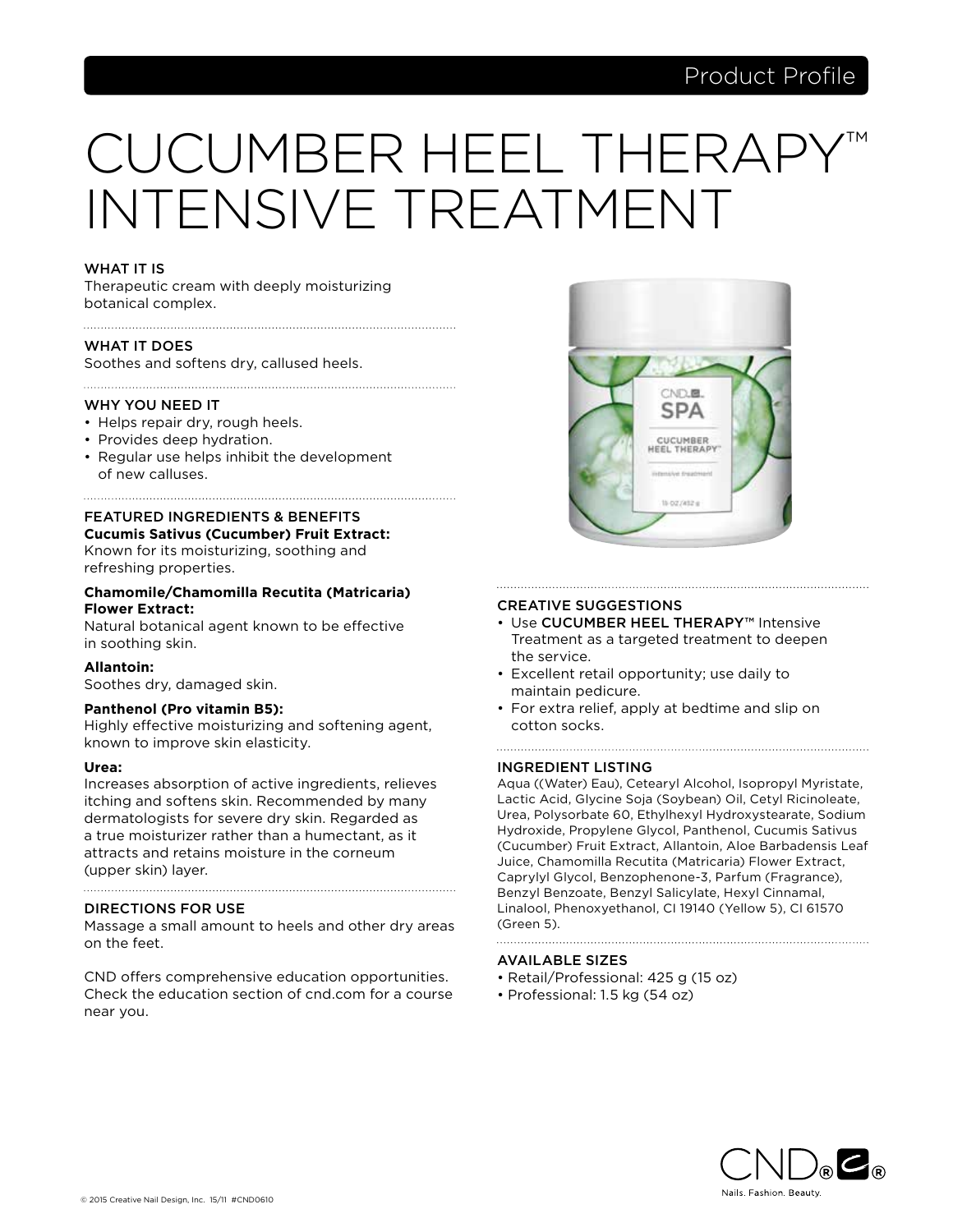Product Profile

# CUCUMBER HEEL THERAPY™ INTENSIVE TREATMENT

### WHAT IT IS

Therapeutic cream with deeply moisturizing botanical complex.

### WHAT IT DOES

Soothes and softens dry, callused heels.

### WHY YOU NEED IT

- Helps repair dry, rough heels.
- Provides deep hydration.
- Regular use helps inhibit the development of new calluses.

### FEATURED INGREDIENTS & BENEFITS

**Cucumis Sativus (Cucumber) Fruit Extract:**
Known for its moisturizing, soothing and refreshing properties.

**Chamomile/Chamomilla Recutita (Matricaria) Flower Extract:**
Natural botanical agent known to be effective in soothing skin.

**Allantoin:**
Soothes dry, damaged skin.

**Panthenol (Pro vitamin B5):**
Highly effective moisturizing and softening agent, known to improve skin elasticity.

**Urea:**
Increases absorption of active ingredients, relieves itching and softens skin. Recommended by many dermatologists for severe dry skin. Regarded as a true moisturizer rather than a humectant, as it attracts and retains moisture in the corneum (upper skin) layer.

### DIRECTIONS FOR USE

Massage a small amount to heels and other dry areas on the feet.

CND offers comprehensive education opportunities. Check the education section of cnd.com for a course near you.

### CREATIVE SUGGESTIONS

- Use CUCUMBER HEEL THERAPY™ Intensive Treatment as a targeted treatment to deepen the service.
- Excellent retail opportunity; use daily to maintain pedicure.
- For extra relief, apply at bedtime and slip on cotton socks.

### INGREDIENT LISTING

Aqua ((Water) Eau), Cetearyl Alcohol, Isopropyl Myristate, Lactic Acid, Glycine Soja (Soybean) Oil, Cetyl Ricinoleate, Urea, Polysorbate 60, Ethylhexyl Hydroxystearate, Sodium Hydroxide, Propylene Glycol, Panthenol, Cucumis Sativus (Cucumber) Fruit Extract, Allantoin, Aloe Barbadensis Leaf Juice, Chamomilla Recutita (Matricaria) Flower Extract, Caprylyl Glycol, Benzophenone-3, Parfum (Fragrance), Benzyl Benzoate, Benzyl Salicylate, Hexyl Cinnamal, Linalool, Phenoxyethanol, CI 19140 (Yellow 5), CI 61570 (Green 5).

### AVAILABLE SIZES

- Retail/Professional: 425 g (15 oz)
- Professional: 1.5 kg (54 oz)

CND® Nails. Fashion. Beauty.

© 2015 Creative Nail Design, Inc. 15/11 #CND0610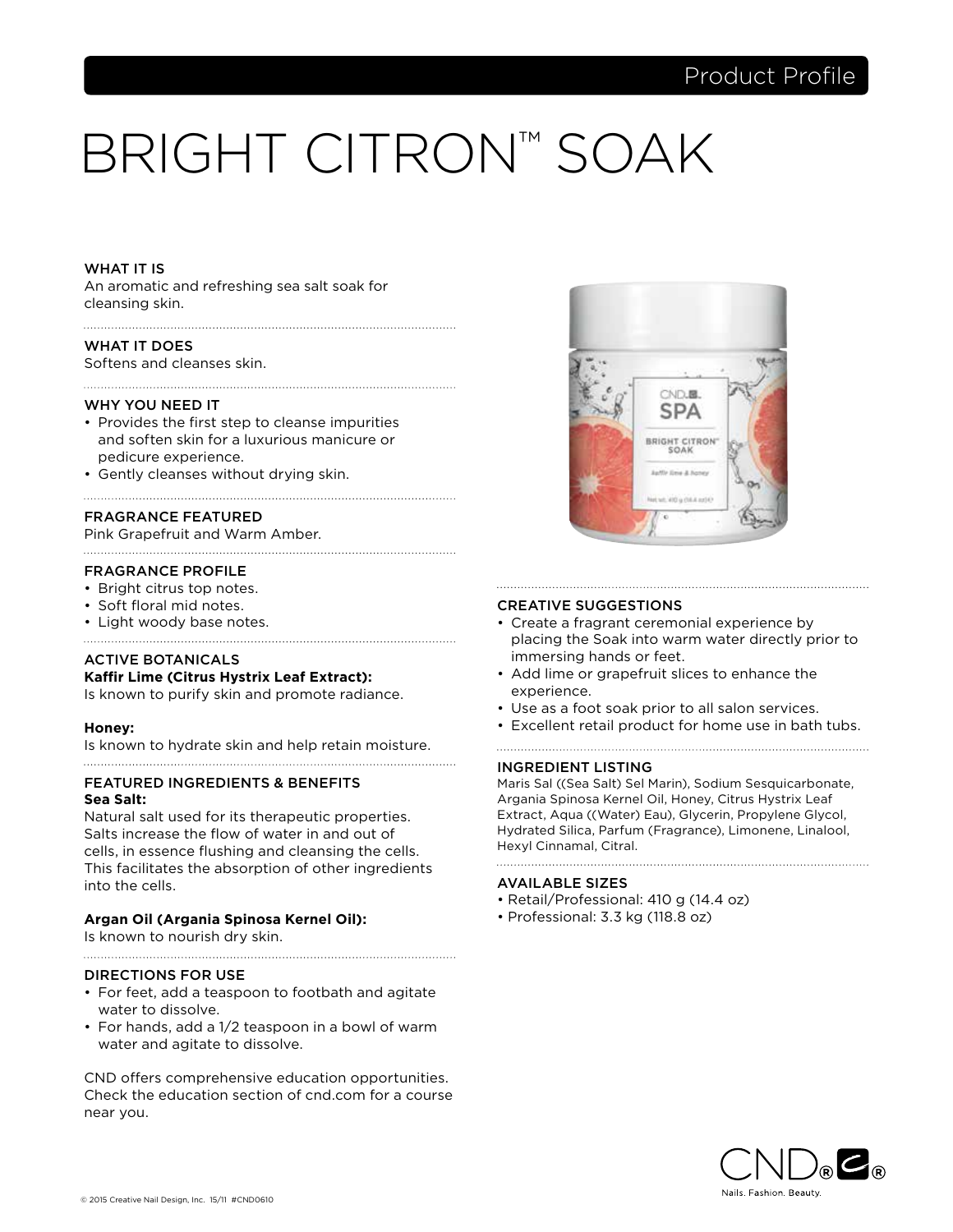Product Profile

# BRIGHT CITRON™ SOAK

### WHAT IT IS

An aromatic and refreshing sea salt soak for cleansing skin.

### WHAT IT DOES

Softens and cleanses skin.

### WHY YOU NEED IT

- Provides the first step to cleanse impurities and soften skin for a luxurious manicure or pedicure experience.
- Gently cleanses without drying skin.

### FRAGRANCE FEATURED

Pink Grapefruit and Warm Amber.

### FRAGRANCE PROFILE

- Bright citrus top notes.
- Soft floral mid notes.
- Light woody base notes.

### ACTIVE BOTANICALS

**Kaffir Lime (Citrus Hystrix Leaf Extract):**
Is known to purify skin and promote radiance.

**Honey:**
Is known to hydrate skin and help retain moisture.

### FEATURED INGREDIENTS & BENEFITS

**Sea Salt:**
Natural salt used for its therapeutic properties. Salts increase the flow of water in and out of cells, in essence flushing and cleansing the cells. This facilitates the absorption of other ingredients into the cells.

**Argan Oil (Argania Spinosa Kernel Oil):**
Is known to nourish dry skin.

### DIRECTIONS FOR USE

- For feet, add a teaspoon to footbath and agitate water to dissolve.
- For hands, add a 1/2 teaspoon in a bowl of warm water and agitate to dissolve.

CND offers comprehensive education opportunities. Check the education section of cnd.com for a course near you.

### CREATIVE SUGGESTIONS

- Create a fragrant ceremonial experience by placing the Soak into warm water directly prior to immersing hands or feet.
- Add lime or grapefruit slices to enhance the experience.
- Use as a foot soak prior to all salon services.
- Excellent retail product for home use in bath tubs.

### INGREDIENT LISTING

Maris Sal ((Sea Salt) Sel Marin), Sodium Sesquicarbonate, Argania Spinosa Kernel Oil, Honey, Citrus Hystrix Leaf Extract, Aqua ((Water) Eau), Glycerin, Propylene Glycol, Hydrated Silica, Parfum (Fragrance), Limonene, Linalool, Hexyl Cinnamal, Citral.

### AVAILABLE SIZES

- Retail/Professional: 410 g (14.4 oz)
- Professional: 3.3 kg (118.8 oz)

© 2015 Creative Nail Design, Inc. 15/11 #CND0610

CND® Nails. Fashion. Beauty.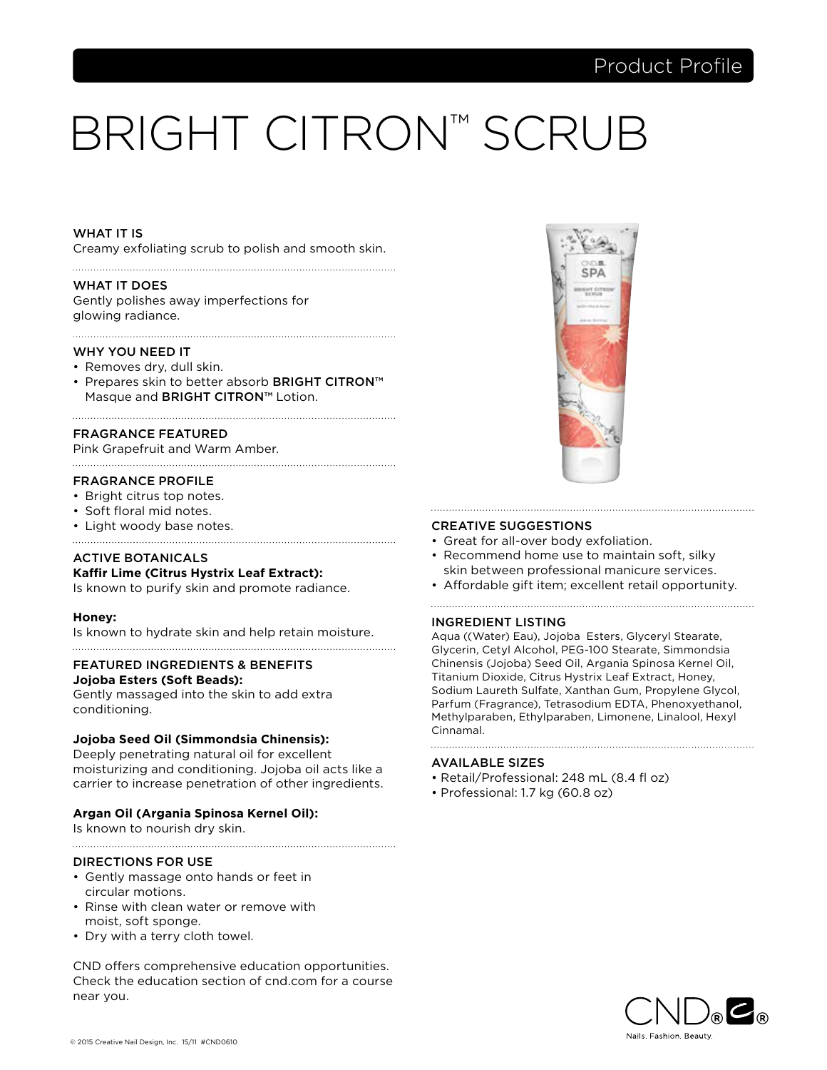Product Profile

# BRIGHT CITRON™ SCRUB

## WHAT IT IS

Creamy exfoliating scrub to polish and smooth skin.

## WHAT IT DOES

Gently polishes away imperfections for glowing radiance.

## WHY YOU NEED IT

- Removes dry, dull skin.
- Prepares skin to better absorb **BRIGHT CITRON™** Masque and **BRIGHT CITRON™** Lotion.

## FRAGRANCE FEATURED

Pink Grapefruit and Warm Amber.

## FRAGRANCE PROFILE

- Bright citrus top notes.
- Soft floral mid notes.
- Light woody base notes.

## ACTIVE BOTANICALS

**Kaffir Lime (Citrus Hystrix Leaf Extract):**
Is known to purify skin and promote radiance.

**Honey:**
Is known to hydrate skin and help retain moisture.

## FEATURED INGREDIENTS & BENEFITS

**Jojoba Esters (Soft Beads):**
Gently massaged into the skin to add extra conditioning.

**Jojoba Seed Oil (Simmondsia Chinensis):**
Deeply penetrating natural oil for excellent moisturizing and conditioning. Jojoba oil acts like a carrier to increase penetration of other ingredients.

**Argan Oil (Argania Spinosa Kernel Oil):**
Is known to nourish dry skin.

## DIRECTIONS FOR USE

- Gently massage onto hands or feet in circular motions.
- Rinse with clean water or remove with moist, soft sponge.
- Dry with a terry cloth towel.

CND offers comprehensive education opportunities. Check the education section of cnd.com for a course near you.

## CREATIVE SUGGESTIONS

- Great for all-over body exfoliation.
- Recommend home use to maintain soft, silky skin between professional manicure services.
- Affordable gift item; excellent retail opportunity.

## INGREDIENT LISTING

Aqua ((Water) Eau), Jojoba Esters, Glyceryl Stearate, Glycerin, Cetyl Alcohol, PEG-100 Stearate, Simmondsia Chinensis (Jojoba) Seed Oil, Argania Spinosa Kernel Oil, Titanium Dioxide, Citrus Hystrix Leaf Extract, Honey, Sodium Laureth Sulfate, Xanthan Gum, Propylene Glycol, Parfum (Fragrance), Tetrasodium EDTA, Phenoxyethanol, Methylparaben, Ethylparaben, Limonene, Linalool, Hexyl Cinnamal.

## AVAILABLE SIZES

- Retail/Professional: 248 mL (8.4 fl oz)
- Professional: 1.7 kg (60.8 oz)

CND® Nails. Fashion. Beauty.

© 2015 Creative Nail Design, Inc. 15/11 #CND0610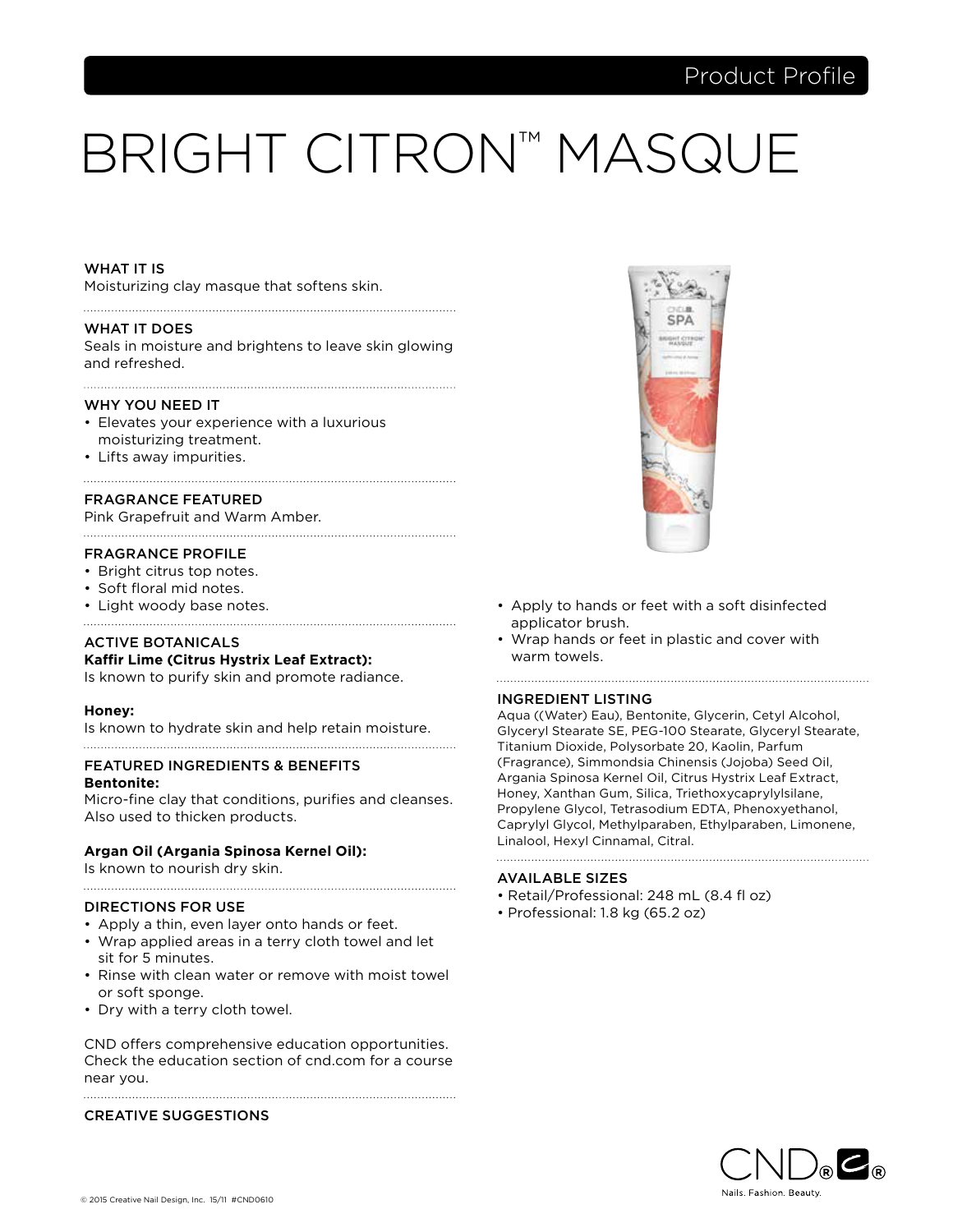Product Profile

# BRIGHT CITRON™ MASQUE

### WHAT IT IS
Moisturizing clay masque that softens skin.

### WHAT IT DOES
Seals in moisture and brightens to leave skin glowing and refreshed.

### WHY YOU NEED IT
- Elevates your experience with a luxurious moisturizing treatment.
- Lifts away impurities.

### FRAGRANCE FEATURED
Pink Grapefruit and Warm Amber.

### FRAGRANCE PROFILE
- Bright citrus top notes.
- Soft floral mid notes.
- Light woody base notes.

### ACTIVE BOTANICALS
**Kaffir Lime (Citrus Hystrix Leaf Extract):**
Is known to purify skin and promote radiance.

**Honey:**
Is known to hydrate skin and help retain moisture.

### FEATURED INGREDIENTS & BENEFITS
**Bentonite:**
Micro-fine clay that conditions, purifies and cleanses. Also used to thicken products.

**Argan Oil (Argania Spinosa Kernel Oil):**
Is known to nourish dry skin.

### DIRECTIONS FOR USE
- Apply a thin, even layer onto hands or feet.
- Wrap applied areas in a terry cloth towel and let sit for 5 minutes.
- Rinse with clean water or remove with moist towel or soft sponge.
- Dry with a terry cloth towel.

CND offers comprehensive education opportunities. Check the education section of cnd.com for a course near you.

### CREATIVE SUGGESTIONS
- Apply to hands or feet with a soft disinfected applicator brush.
- Wrap hands or feet in plastic and cover with warm towels.

### INGREDIENT LISTING
Aqua ((Water) Eau), Bentonite, Glycerin, Cetyl Alcohol, Glyceryl Stearate SE, PEG-100 Stearate, Glyceryl Stearate, Titanium Dioxide, Polysorbate 20, Kaolin, Parfum (Fragrance), Simmondsia Chinensis (Jojoba) Seed Oil, Argania Spinosa Kernel Oil, Citrus Hystrix Leaf Extract, Honey, Xanthan Gum, Silica, Triethoxycaprylylsilane, Propylene Glycol, Tetrasodium EDTA, Phenoxyethanol, Caprylyl Glycol, Methylparaben, Ethylparaben, Limonene, Linalool, Hexyl Cinnamal, Citral.

### AVAILABLE SIZES
- Retail/Professional: 248 mL (8.4 fl oz)
- Professional: 1.8 kg (65.2 oz)

© 2015 Creative Nail Design, Inc. 15/11 #CND0610

CND® Nails. Fashion. Beauty.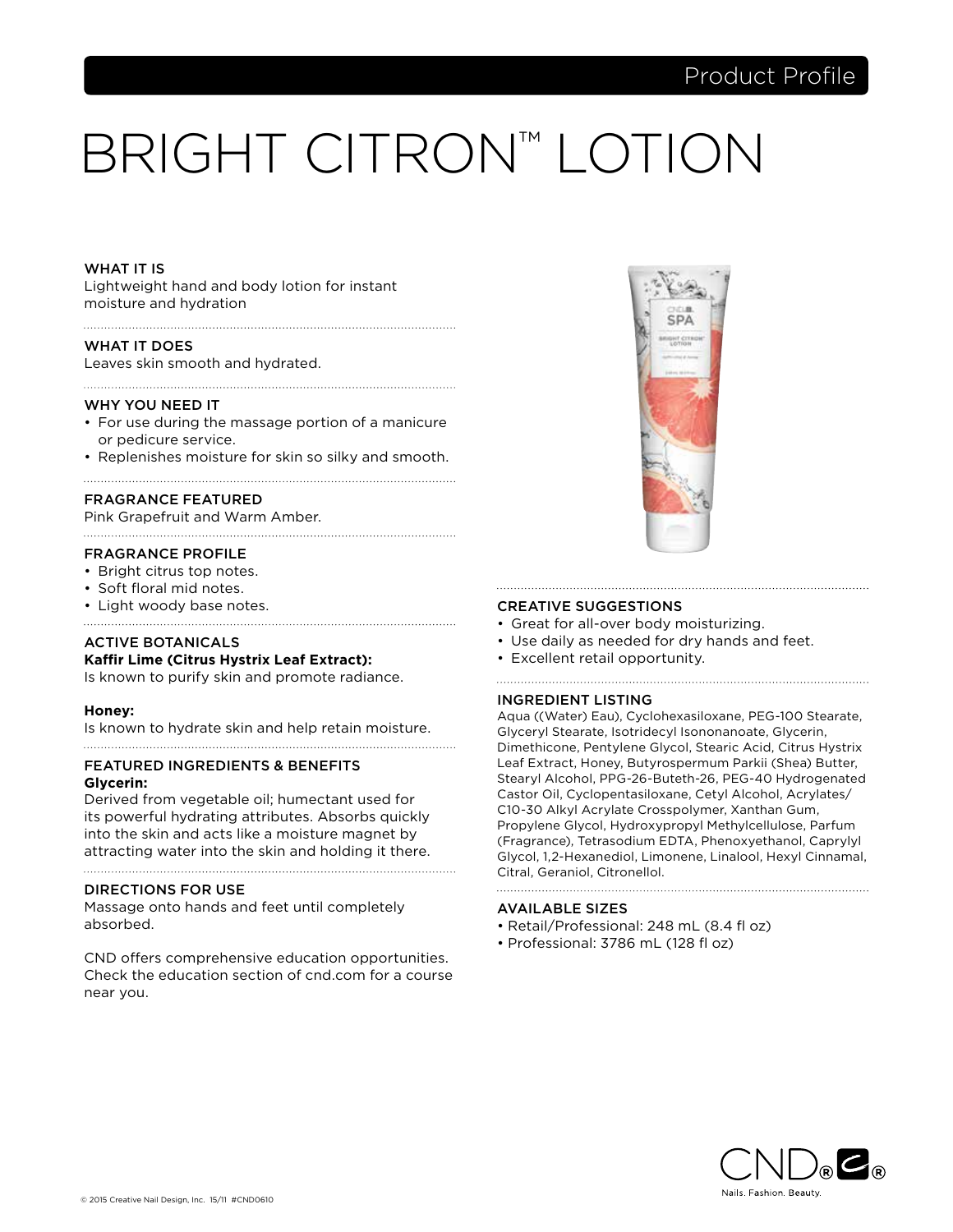Product Profile

# BRIGHT CITRON™ LOTION

### WHAT IT IS
Lightweight hand and body lotion for instant moisture and hydration

### WHAT IT DOES
Leaves skin smooth and hydrated.

### WHY YOU NEED IT
- For use during the massage portion of a manicure or pedicure service.
- Replenishes moisture for skin so silky and smooth.

### FRAGRANCE FEATURED
Pink Grapefruit and Warm Amber.

### FRAGRANCE PROFILE
- Bright citrus top notes.
- Soft floral mid notes.
- Light woody base notes.

### ACTIVE BOTANICALS
**Kaffir Lime (Citrus Hystrix Leaf Extract):**
Is known to purify skin and promote radiance.

**Honey:**
Is known to hydrate skin and help retain moisture.

### FEATURED INGREDIENTS & BENEFITS
**Glycerin:**
Derived from vegetable oil; humectant used for its powerful hydrating attributes. Absorbs quickly into the skin and acts like a moisture magnet by attracting water into the skin and holding it there.

### DIRECTIONS FOR USE
Massage onto hands and feet until completely absorbed.

CND offers comprehensive education opportunities. Check the education section of cnd.com for a course near you.

### CREATIVE SUGGESTIONS
- Great for all-over body moisturizing.
- Use daily as needed for dry hands and feet.
- Excellent retail opportunity.

### INGREDIENT LISTING
Aqua ((Water) Eau), Cyclohexasiloxane, PEG-100 Stearate, Glyceryl Stearate, Isotridecyl Isononanoate, Glycerin, Dimethicone, Pentylene Glycol, Stearic Acid, Citrus Hystrix Leaf Extract, Honey, Butyrospermum Parkii (Shea) Butter, Stearyl Alcohol, PPG-26-Buteth-26, PEG-40 Hydrogenated Castor Oil, Cyclopentasiloxane, Cetyl Alcohol, Acrylates/C10-30 Alkyl Acrylate Crosspolymer, Xanthan Gum, Propylene Glycol, Hydroxypropyl Methylcellulose, Parfum (Fragrance), Tetrasodium EDTA, Phenoxyethanol, Caprylyl Glycol, 1,2-Hexanediol, Limonene, Linalool, Hexyl Cinnamal, Citral, Geraniol, Citronellol.

### AVAILABLE SIZES
- Retail/Professional: 248 mL (8.4 fl oz)
- Professional: 3786 mL (128 fl oz)

CND® Nails. Fashion. Beauty.

© 2015 Creative Nail Design, Inc. 15/11 #CND0610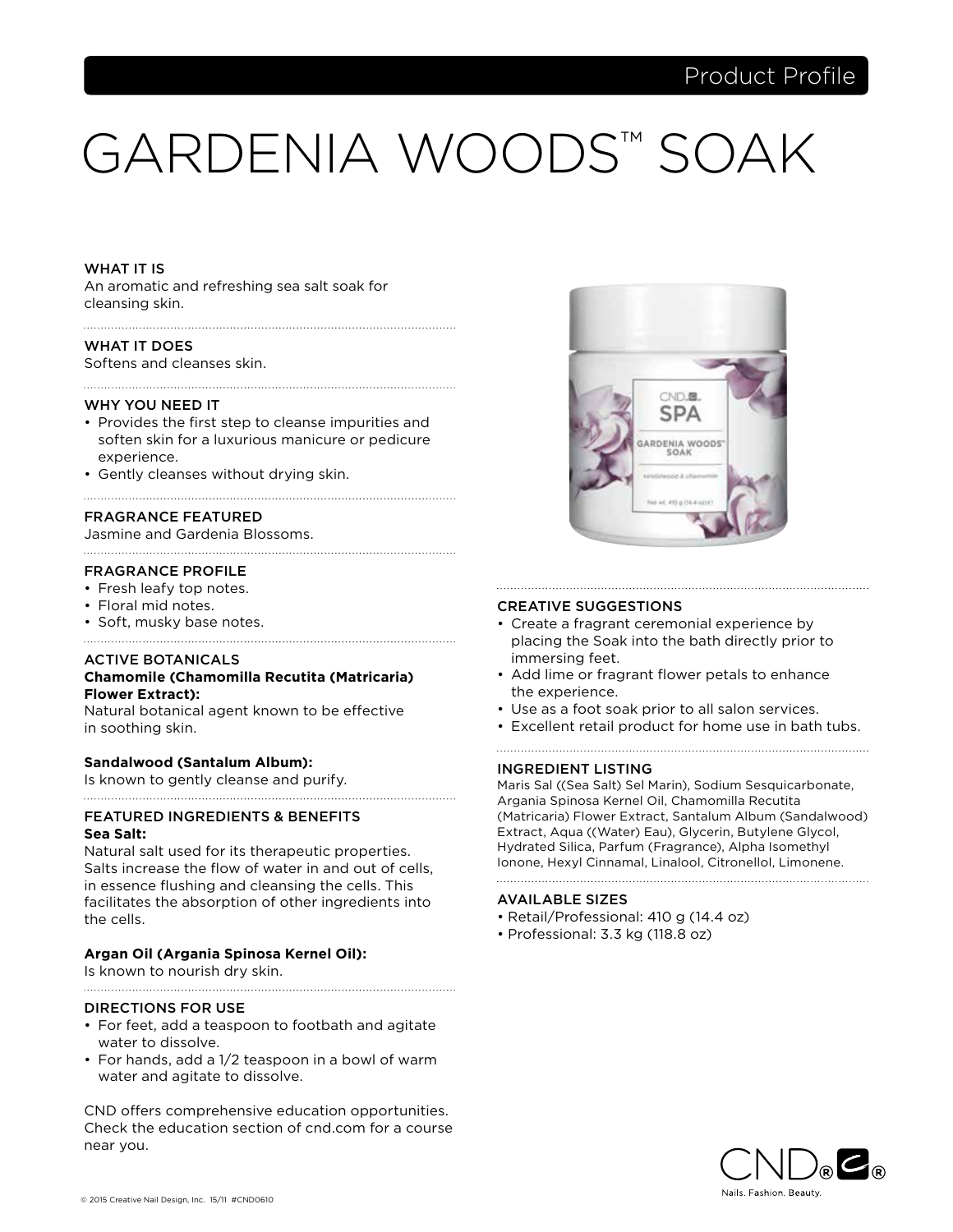# GARDENIA WOODS™ SOAK

Product Profile

## WHAT IT IS

An aromatic and refreshing sea salt soak for cleansing skin.

## WHAT IT DOES

Softens and cleanses skin.

## WHY YOU NEED IT

- Provides the first step to cleanse impurities and soften skin for a luxurious manicure or pedicure experience.
- Gently cleanses without drying skin.

## FRAGRANCE FEATURED

Jasmine and Gardenia Blossoms.

## FRAGRANCE PROFILE

- Fresh leafy top notes.
- Floral mid notes.
- Soft, musky base notes.

## ACTIVE BOTANICALS

**Chamomile (Chamomilla Recutita (Matricaria) Flower Extract):**
Natural botanical agent known to be effective in soothing skin.

**Sandalwood (Santalum Album):**
Is known to gently cleanse and purify.

## FEATURED INGREDIENTS & BENEFITS

**Sea Salt:**
Natural salt used for its therapeutic properties. Salts increase the flow of water in and out of cells, in essence flushing and cleansing the cells. This facilitates the absorption of other ingredients into the cells.

**Argan Oil (Argania Spinosa Kernel Oil):**
Is known to nourish dry skin.

## DIRECTIONS FOR USE

- For feet, add a teaspoon to footbath and agitate water to dissolve.
- For hands, add a 1/2 teaspoon in a bowl of warm water and agitate to dissolve.

CND offers comprehensive education opportunities. Check the education section of cnd.com for a course near you.

## CREATIVE SUGGESTIONS

- Create a fragrant ceremonial experience by placing the Soak into the bath directly prior to immersing feet.
- Add lime or fragrant flower petals to enhance the experience.
- Use as a foot soak prior to all salon services.
- Excellent retail product for home use in bath tubs.

## INGREDIENT LISTING

Maris Sal ((Sea Salt) Sel Marin), Sodium Sesquicarbonate, Argania Spinosa Kernel Oil, Chamomilla Recutita (Matricaria) Flower Extract, Santalum Album (Sandalwood) Extract, Aqua ((Water) Eau), Glycerin, Butylene Glycol, Hydrated Silica, Parfum (Fragrance), Alpha Isomethyl Ionone, Hexyl Cinnamal, Linalool, Citronellol, Limonene.

## AVAILABLE SIZES

- Retail/Professional: 410 g (14.4 oz)
- Professional: 3.3 kg (118.8 oz)

Nails. Fashion. Beauty.

© 2015 Creative Nail Design, Inc. 15/11 #CND0610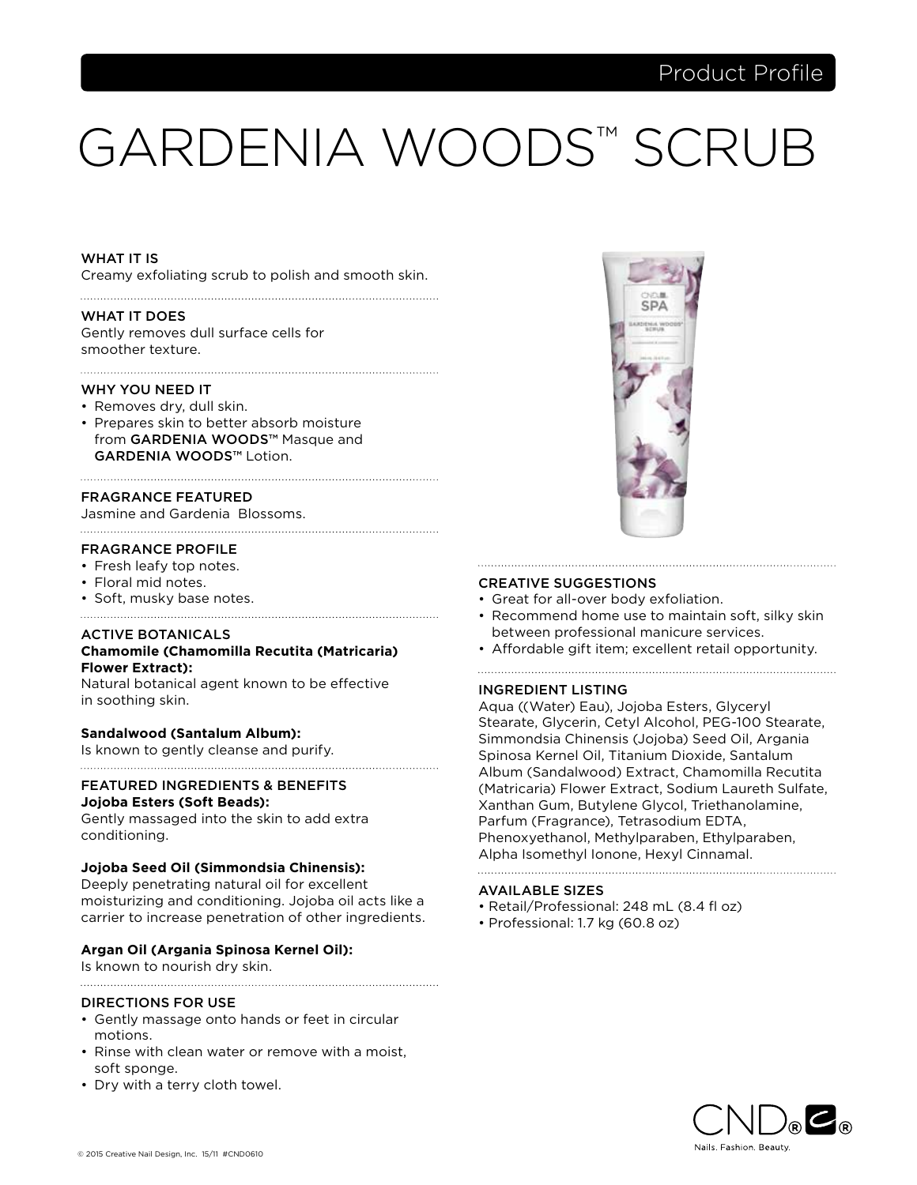Product Profile

# GARDENIA WOODS™ SCRUB

## WHAT IT IS

Creamy exfoliating scrub to polish and smooth skin.

## WHAT IT DOES

Gently removes dull surface cells for smoother texture.

## WHY YOU NEED IT

- Removes dry, dull skin.
- Prepares skin to better absorb moisture from **GARDENIA WOODS™** Masque and **GARDENIA WOODS™** Lotion.

## FRAGRANCE FEATURED

Jasmine and Gardenia Blossoms.

## FRAGRANCE PROFILE

- Fresh leafy top notes.
- Floral mid notes.
- Soft, musky base notes.

## ACTIVE BOTANICALS

**Chamomile (Chamomilla Recutita (Matricaria) Flower Extract):**
Natural botanical agent known to be effective in soothing skin.

**Sandalwood (Santalum Album):**
Is known to gently cleanse and purify.

## FEATURED INGREDIENTS & BENEFITS

**Jojoba Esters (Soft Beads):**
Gently massaged into the skin to add extra conditioning.

**Jojoba Seed Oil (Simmondsia Chinensis):**
Deeply penetrating natural oil for excellent moisturizing and conditioning. Jojoba oil acts like a carrier to increase penetration of other ingredients.

**Argan Oil (Argania Spinosa Kernel Oil):**
Is known to nourish dry skin.

## DIRECTIONS FOR USE

- Gently massage onto hands or feet in circular motions.
- Rinse with clean water or remove with a moist, soft sponge.
- Dry with a terry cloth towel.

## CREATIVE SUGGESTIONS

- Great for all-over body exfoliation.
- Recommend home use to maintain soft, silky skin between professional manicure services.
- Affordable gift item; excellent retail opportunity.

## INGREDIENT LISTING

Aqua ((Water) Eau), Jojoba Esters, Glyceryl Stearate, Glycerin, Cetyl Alcohol, PEG-100 Stearate, Simmondsia Chinensis (Jojoba) Seed Oil, Argania Spinosa Kernel Oil, Titanium Dioxide, Santalum Album (Sandalwood) Extract, Chamomilla Recutita (Matricaria) Flower Extract, Sodium Laureth Sulfate, Xanthan Gum, Butylene Glycol, Triethanolamine, Parfum (Fragrance), Tetrasodium EDTA, Phenoxyethanol, Methylparaben, Ethylparaben, Alpha Isomethyl Ionone, Hexyl Cinnamal.

## AVAILABLE SIZES

- Retail/Professional: 248 mL (8.4 fl oz)
- Professional: 1.7 kg (60.8 oz)

CND® Nails. Fashion. Beauty.

© 2015 Creative Nail Design, Inc. 15/11 #CND0610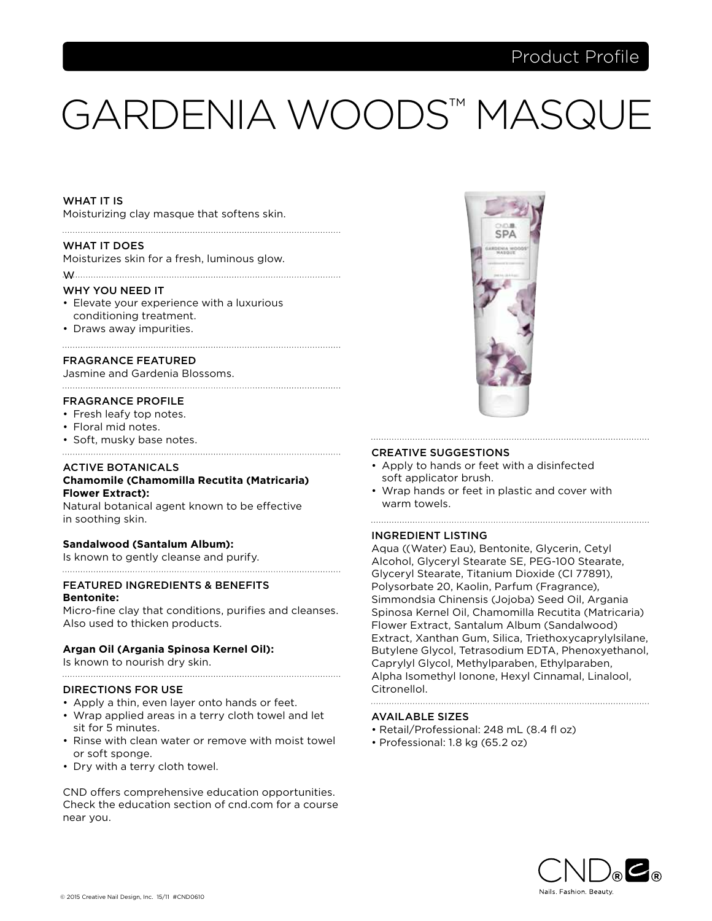Product Profile

# GARDENIA WOODS™ MASQUE

## WHAT IT IS
Moisturizing clay masque that softens skin.

## WHAT IT DOES
Moisturizes skin for a fresh, luminous glow.

W

## WHY YOU NEED IT
- Elevate your experience with a luxurious conditioning treatment.
- Draws away impurities.

## FRAGRANCE FEATURED
Jasmine and Gardenia Blossoms.

## FRAGRANCE PROFILE
- Fresh leafy top notes.
- Floral mid notes.
- Soft, musky base notes.

## ACTIVE BOTANICALS
**Chamomile (Chamomilla Recutita (Matricaria) Flower Extract):**
Natural botanical agent known to be effective in soothing skin.

**Sandalwood (Santalum Album):**
Is known to gently cleanse and purify.

## FEATURED INGREDIENTS & BENEFITS
**Bentonite:**
Micro-fine clay that conditions, purifies and cleanses. Also used to thicken products.

**Argan Oil (Argania Spinosa Kernel Oil):**
Is known to nourish dry skin.

## DIRECTIONS FOR USE
- Apply a thin, even layer onto hands or feet.
- Wrap applied areas in a terry cloth towel and let sit for 5 minutes.
- Rinse with clean water or remove with moist towel or soft sponge.
- Dry with a terry cloth towel.

CND offers comprehensive education opportunities. Check the education section of cnd.com for a course near you.

## CREATIVE SUGGESTIONS
- Apply to hands or feet with a disinfected soft applicator brush.
- Wrap hands or feet in plastic and cover with warm towels.

## INGREDIENT LISTING
Aqua ((Water) Eau), Bentonite, Glycerin, Cetyl Alcohol, Glyceryl Stearate SE, PEG-100 Stearate, Glyceryl Stearate, Titanium Dioxide (CI 77891), Polysorbate 20, Kaolin, Parfum (Fragrance), Simmondsia Chinensis (Jojoba) Seed Oil, Argania Spinosa Kernel Oil, Chamomilla Recutita (Matricaria) Flower Extract, Santalum Album (Sandalwood) Extract, Xanthan Gum, Silica, Triethoxycaprylylsilane, Butylene Glycol, Tetrasodium EDTA, Phenoxyethanol, Caprylyl Glycol, Methylparaben, Ethylparaben, Alpha Isomethyl Ionone, Hexyl Cinnamal, Linalool, Citronellol.

## AVAILABLE SIZES
- Retail/Professional: 248 mL (8.4 fl oz)
- Professional: 1.8 kg (65.2 oz)

CND® Nails. Fashion. Beauty.

© 2015 Creative Nail Design, Inc. 15/11 #CND0610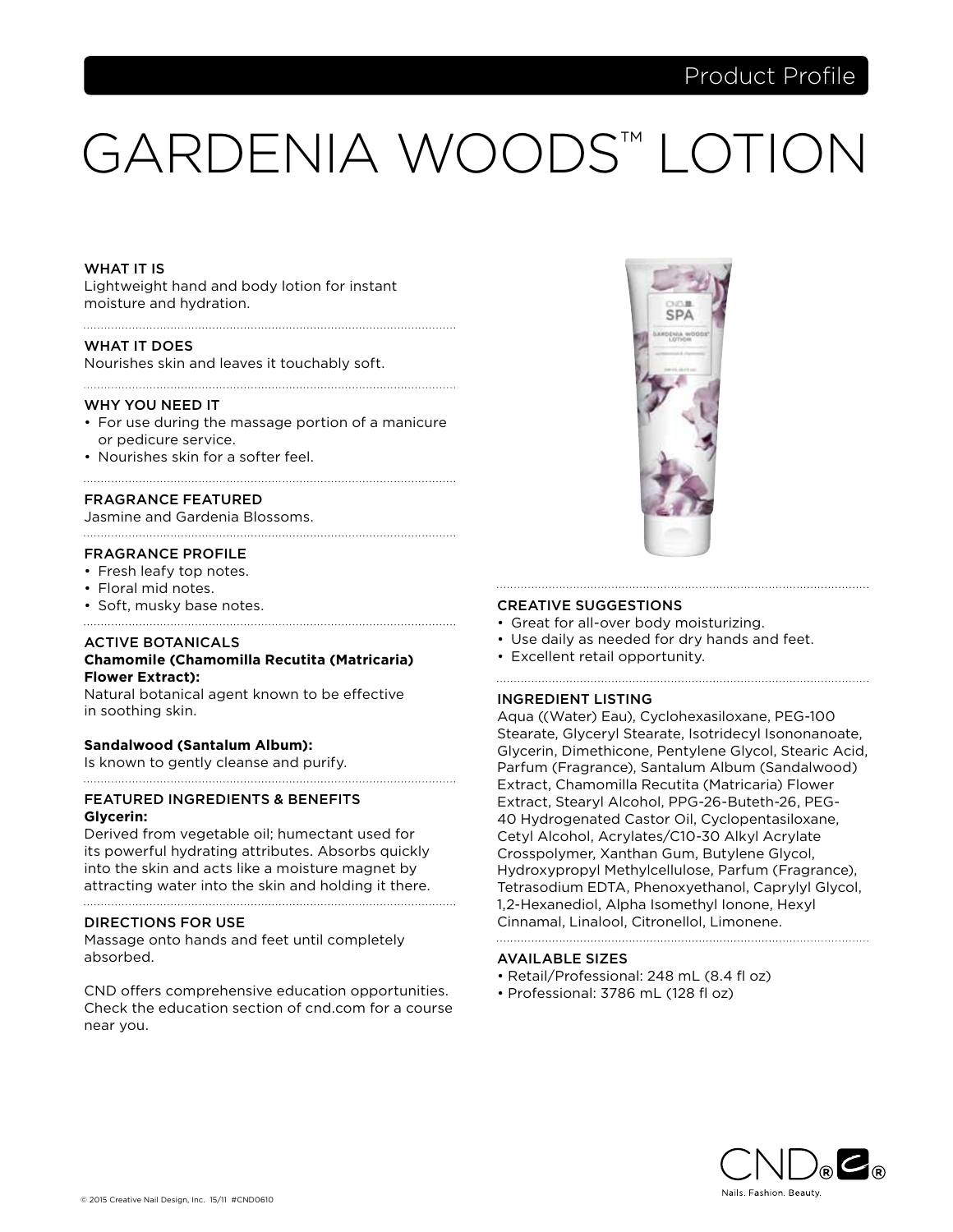Product Profile

# GARDENIA WOODS™ LOTION

### WHAT IT IS
Lightweight hand and body lotion for instant moisture and hydration.

### WHAT IT DOES
Nourishes skin and leaves it touchably soft.

### WHY YOU NEED IT
- For use during the massage portion of a manicure or pedicure service.
- Nourishes skin for a softer feel.

### FRAGRANCE FEATURED
Jasmine and Gardenia Blossoms.

### FRAGRANCE PROFILE
- Fresh leafy top notes.
- Floral mid notes.
- Soft, musky base notes.

### ACTIVE BOTANICALS
**Chamomile (Chamomilla Recutita (Matricaria) Flower Extract):**
Natural botanical agent known to be effective in soothing skin.

**Sandalwood (Santalum Album):**
Is known to gently cleanse and purify.

### FEATURED INGREDIENTS & BENEFITS
**Glycerin:**
Derived from vegetable oil; humectant used for its powerful hydrating attributes. Absorbs quickly into the skin and acts like a moisture magnet by attracting water into the skin and holding it there.

### DIRECTIONS FOR USE
Massage onto hands and feet until completely absorbed.

CND offers comprehensive education opportunities. Check the education section of cnd.com for a course near you.

### CREATIVE SUGGESTIONS
- Great for all-over body moisturizing.
- Use daily as needed for dry hands and feet.
- Excellent retail opportunity.

### INGREDIENT LISTING
Aqua ((Water) Eau), Cyclohexasiloxane, PEG-100 Stearate, Glyceryl Stearate, Isotridecyl Isononanoate, Glycerin, Dimethicone, Pentylene Glycol, Stearic Acid, Parfum (Fragrance), Santalum Album (Sandalwood) Extract, Chamomilla Recutita (Matricaria) Flower Extract, Stearyl Alcohol, PPG-26-Buteth-26, PEG-40 Hydrogenated Castor Oil, Cyclopentasiloxane, Cetyl Alcohol, Acrylates/C10-30 Alkyl Acrylate Crosspolymer, Xanthan Gum, Butylene Glycol, Hydroxypropyl Methylcellulose, Parfum (Fragrance), Tetrasodium EDTA, Phenoxyethanol, Caprylyl Glycol, 1,2-Hexanediol, Alpha Isomethyl Ionone, Hexyl Cinnamal, Linalool, Citronellol, Limonene.

### AVAILABLE SIZES
- Retail/Professional: 248 mL (8.4 fl oz)
- Professional: 3786 mL (128 fl oz)

CND® Nails. Fashion. Beauty.

© 2015 Creative Nail Design, Inc. 15/11 #CND0610